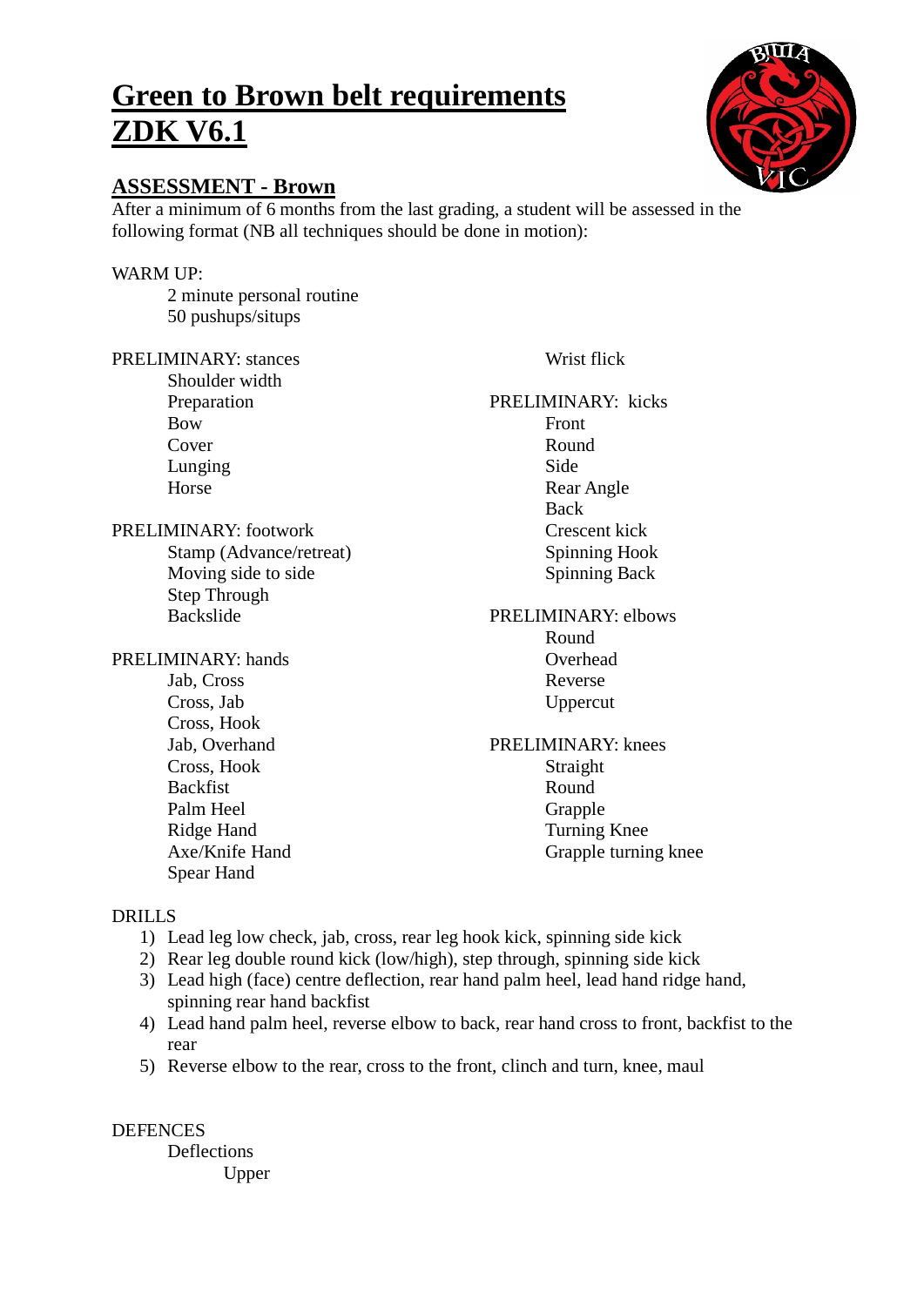# Green to Brown belt requirements ZDK V6.1

## ASSESSMENT - Brown

After a minimum of 6 months from the last grading, a student will be assessed in the following format (NB all techniques should be done in motion):

WARM UP:

- 2 minute personal routine
- 50 pushups/situps

PRELIMINARY: stances

- Shoulder width
- Preparation
- Bow
- Cover
- Lunging
- Horse

PRELIMINARY: footwork

- Stamp (Advance/retreat)
- Moving side to side
- Step Through
- Backslide

PRELIMINARY: hands

- Jab, Cross
- Cross, Jab
- Cross, Hook
- Jab, Overhand
- Cross, Hook
- Backfist
- Palm Heel
- Ridge Hand
- Axe/Knife Hand
- Spear Hand
- Wrist flick

PRELIMINARY: kicks

- Front
- Round
- Side
- Rear Angle
- Back
- Crescent kick
- Spinning Hook
- Spinning Back

PRELIMINARY: elbows

- Round
- Overhead
- Reverse
- Uppercut

PRELIMINARY: knees

- Straight
- Round
- Grapple
- Turning Knee
- Grapple turning knee

DRILLS

1) Lead leg low check, jab, cross, rear leg hook kick, spinning side kick
2) Rear leg double round kick (low/high), step through, spinning side kick
3) Lead high (face) centre deflection, rear hand palm heel, lead hand ridge hand, spinning rear hand backfist
4) Lead hand palm heel, reverse elbow to back, rear hand cross to front, backfist to the rear
5) Reverse elbow to the rear, cross to the front, clinch and turn, knee, maul

DEFENCES

- Deflections
  - Upper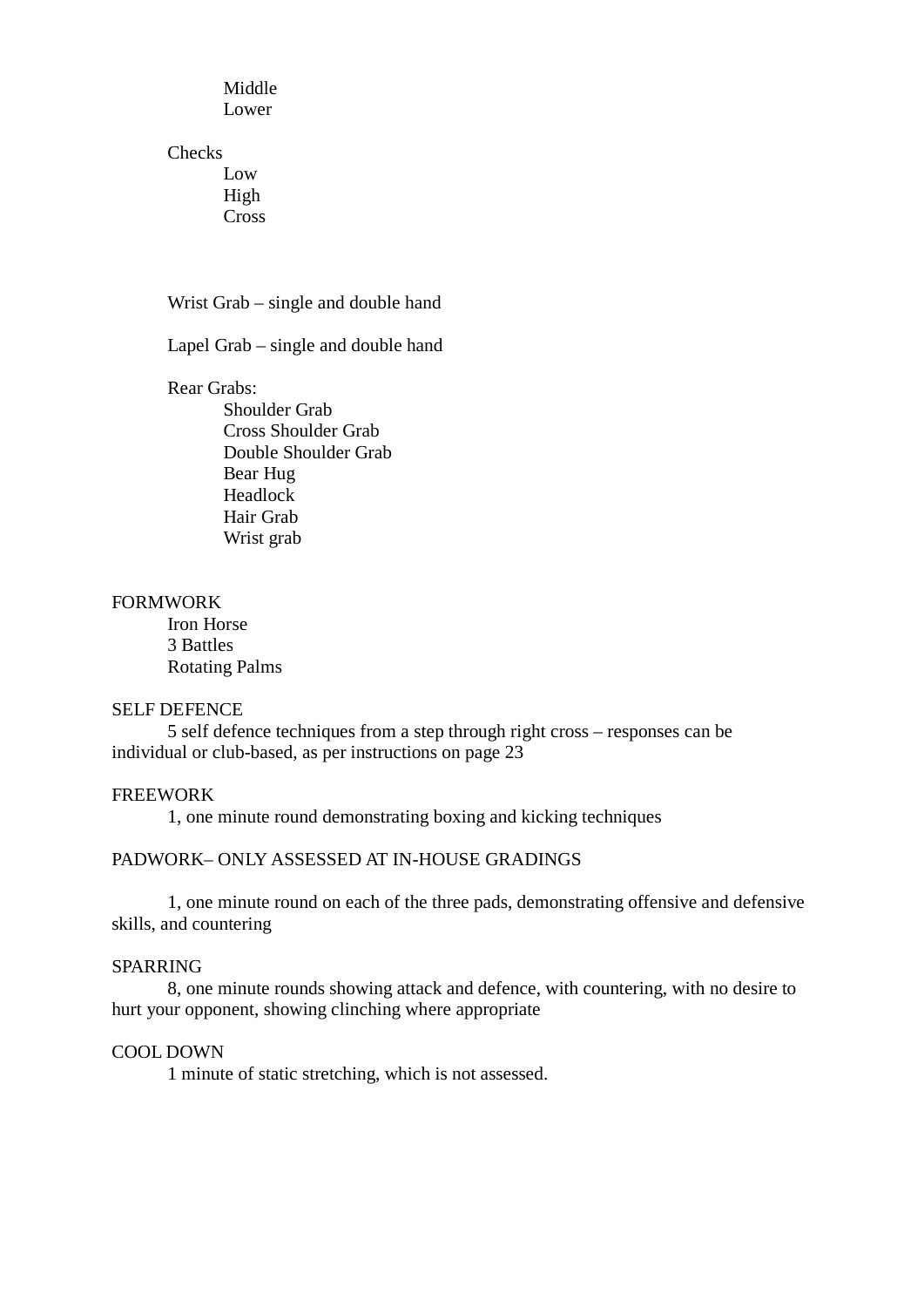- Middle
- Lower

Checks

- Low
- High
- Cross

Wrist Grab – single and double hand

Lapel Grab – single and double hand

Rear Grabs:

- Shoulder Grab
- Cross Shoulder Grab
- Double Shoulder Grab
- Bear Hug
- Headlock
- Hair Grab
- Wrist grab

## FORMWORK

- Iron Horse
- 3 Battles
- Rotating Palms

## SELF DEFENCE

5 self defence techniques from a step through right cross – responses can be individual or club-based, as per instructions on page 23

## FREEWORK

1, one minute round demonstrating boxing and kicking techniques

## PADWORK– ONLY ASSESSED AT IN-HOUSE GRADINGS

1, one minute round on each of the three pads, demonstrating offensive and defensive skills, and countering

## SPARRING

8, one minute rounds showing attack and defence, with countering, with no desire to hurt your opponent, showing clinching where appropriate

## COOL DOWN

1 minute of static stretching, which is not assessed.